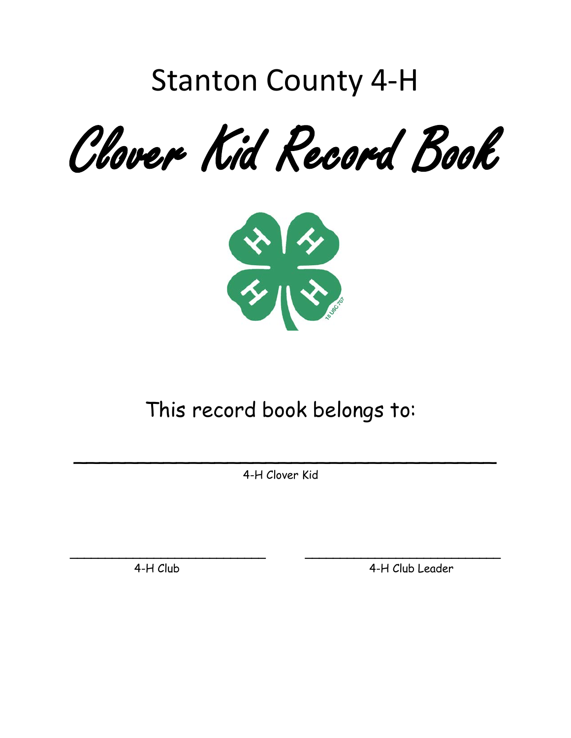# Stanton County 4-H

# Clover Kid Record Book

This record book belongs to:

\_\_\_\_\_\_\_\_\_\_\_\_\_\_\_\_\_\_\_\_\_\_\_\_\_\_\_\_\_\_\_\_\_\_\_\_

4-H Clover Kid

\_\_\_\_\_\_\_\_\_\_\_\_\_\_\_\_\_\_\_\_\_\_\_\_\_\_\_\_\_\_ \_\_\_\_\_\_\_\_\_\_\_\_\_\_\_\_\_\_\_\_\_\_\_\_\_\_\_\_\_\_

4-H Club 4-H Club Leader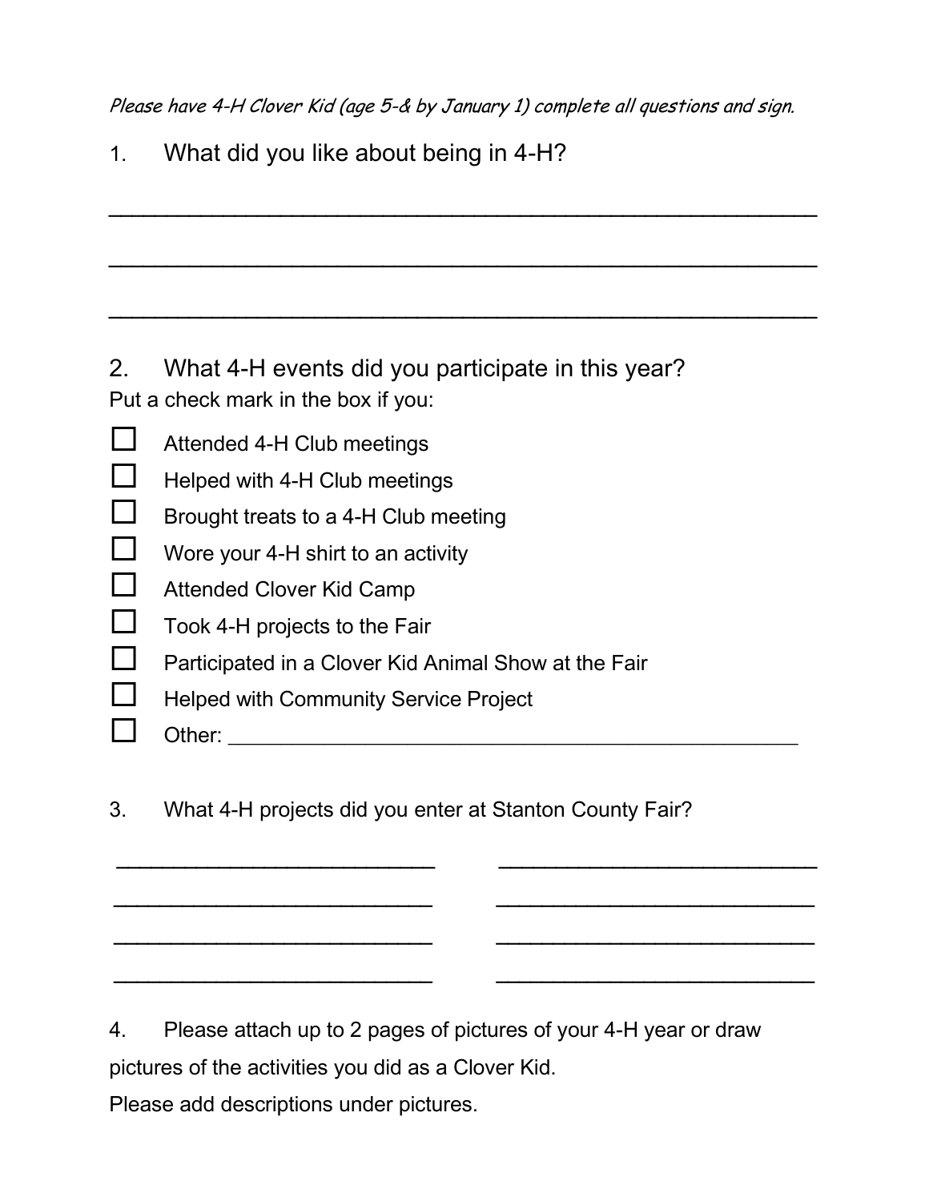*Please have 4-H Clover Kid (age 5-& by January 1) complete all questions and sign.*

1. What did you like about being in 4-H?

_______________________________________________

_______________________________________________

_______________________________________________

2. What 4-H events did you participate in this year?

Put a check mark in the box if you:

- ☐ Attended 4-H Club meetings
- ☐ Helped with 4-H Club meetings
- ☐ Brought treats to a 4-H Club meeting
- ☐ Wore your 4-H shirt to an activity
- ☐ Attended Clover Kid Camp
- ☐ Took 4-H projects to the Fair
- ☐ Participated in a Clover Kid Animal Show at the Fair
- ☐ Helped with Community Service Project
- ☐ Other: ______________________________________

3. What 4-H projects did you enter at Stanton County Fair?

______________________ ______________________

______________________ ______________________

______________________ ______________________

______________________ ______________________

4. Please attach up to 2 pages of pictures of your 4-H year or draw pictures of the activities you did as a Clover Kid.

Please add descriptions under pictures.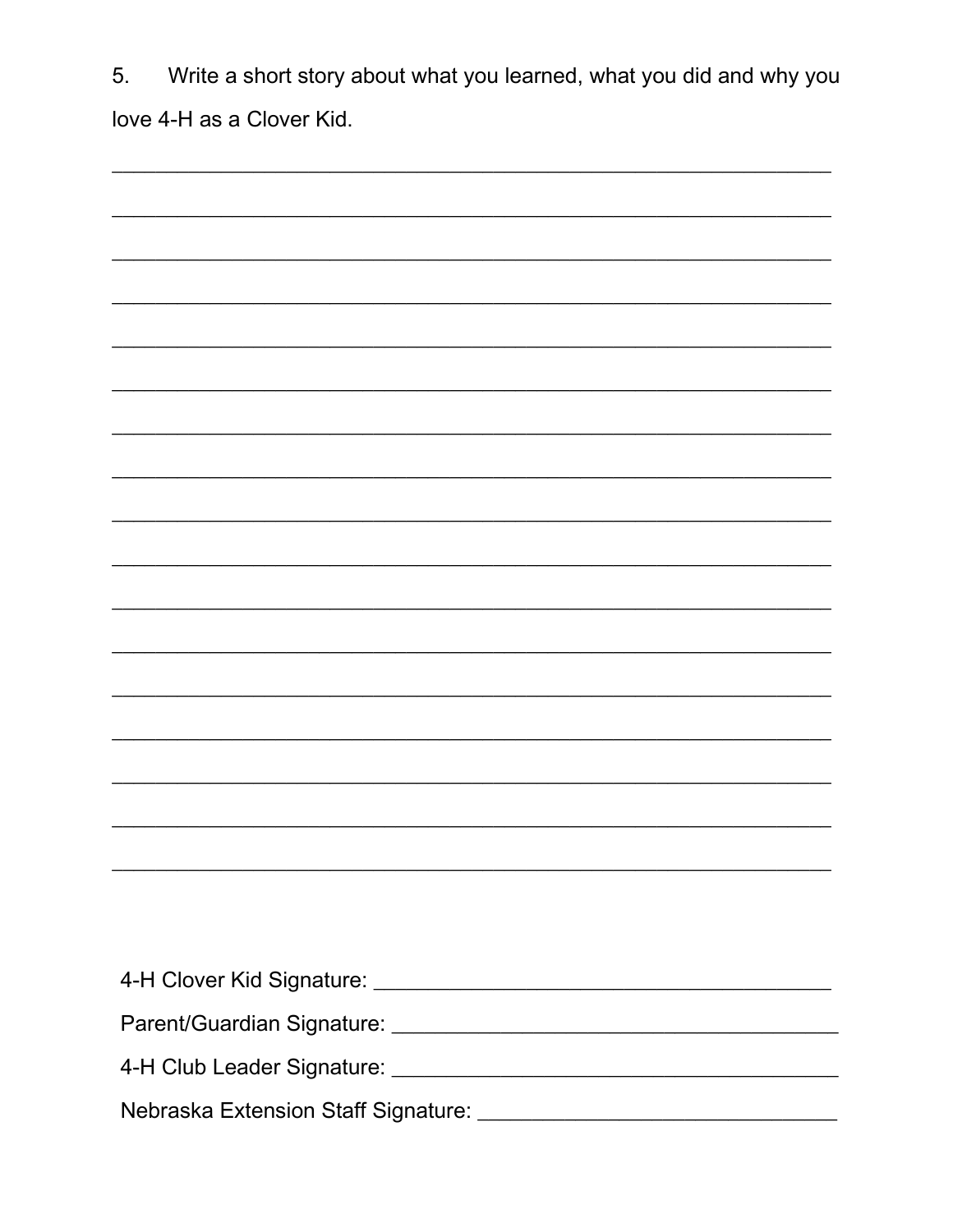5. Write a short story about what you learned, what you did and why you love 4-H as a Clover Kid.

_______________________________________________________________

_______________________________________________________________

_______________________________________________________________

_______________________________________________________________

_______________________________________________________________

_______________________________________________________________

_______________________________________________________________

_______________________________________________________________

_______________________________________________________________

_______________________________________________________________

_______________________________________________________________

_______________________________________________________________

_______________________________________________________________

_______________________________________________________________

_______________________________________________________________

_______________________________________________________________

_______________________________________________________________

4-H Clover Kid Signature: ______________________________________

Parent/Guardian Signature: _____________________________________

4-H Club Leader Signature: _____________________________________

Nebraska Extension Staff Signature: ______________________________